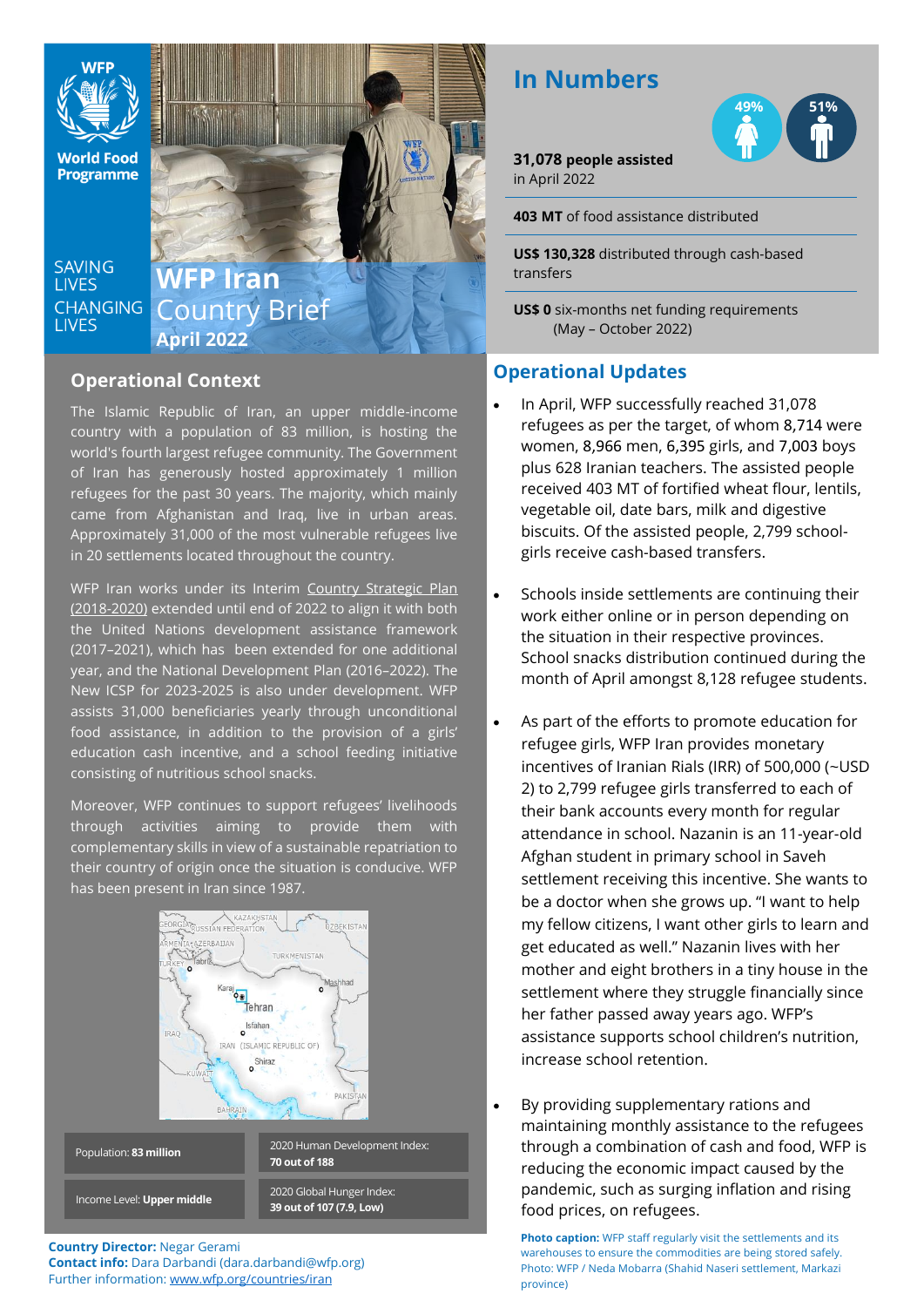World Food Programme

SAVING LIVES CHANGING LIVES

# WFP Iran Country Brief

**April 2022**

## Operational Context

The Islamic Republic of Iran, an upper middle-income country with a population of 83 million, is hosting the world's fourth largest refugee community. The Government of Iran has generously hosted approximately 1 million refugees for the past 30 years. The majority, which mainly came from Afghanistan and Iraq, live in urban areas. Approximately 31,000 of the most vulnerable refugees live in 20 settlements located throughout the country.

WFP Iran works under its Interim Country Strategic Plan (2018-2020) extended until end of 2022 to align it with both the United Nations development assistance framework (2017–2021), which has been extended for one additional year, and the National Development Plan (2016–2022). The New ICSP for 2023-2025 is also under development. WFP assists 31,000 beneficiaries yearly through unconditional food assistance, in addition to the provision of a girls' education cash incentive, and a school feeding initiative consisting of nutritious school snacks.

Moreover, WFP continues to support refugees' livelihoods through activities aiming to provide them with complementary skills in view of a sustainable repatriation to their country of origin once the situation is conducive. WFP has been present in Iran since 1987.

| | |
|---|---|
| Population: **83 million** | 2020 Human Development Index: **70 out of 188** |
| Income Level: **Upper middle** | 2020 Global Hunger Index: **39 out of 107 (7.9, Low)** |

**Country Director:** Negar Gerami
**Contact info:** Dara Darbandi (dara.darbandi@wfp.org)
Further information: www.wfp.org/countries/iran

## In Numbers

49% 51%

**31,078 people assisted** in April 2022

**403 MT** of food assistance distributed

**US$ 130,328** distributed through cash-based transfers

**US$ 0** six-months net funding requirements (May – October 2022)

## Operational Updates

- In April, WFP successfully reached 31,078 refugees as per the target, of whom 8,714 were women, 8,966 men, 6,395 girls, and 7,003 boys plus 628 Iranian teachers. The assisted people received 403 MT of fortified wheat flour, lentils, vegetable oil, date bars, milk and digestive biscuits. Of the assisted people, 2,799 school-girls receive cash-based transfers.

- Schools inside settlements are continuing their work either online or in person depending on the situation in their respective provinces. School snacks distribution continued during the month of April amongst 8,128 refugee students.

- As part of the efforts to promote education for refugee girls, WFP Iran provides monetary incentives of Iranian Rials (IRR) of 500,000 (~USD 2) to 2,799 refugee girls transferred to each of their bank accounts every month for regular attendance in school. Nazanin is an 11-year-old Afghan student in primary school in Saveh settlement receiving this incentive. She wants to be a doctor when she grows up. "I want to help my fellow citizens, I want other girls to learn and get educated as well." Nazanin lives with her mother and eight brothers in a tiny house in the settlement where they struggle financially since her father passed away years ago. WFP's assistance supports school children's nutrition, increase school retention.

- By providing supplementary rations and maintaining monthly assistance to the refugees through a combination of cash and food, WFP is reducing the economic impact caused by the pandemic, such as surging inflation and rising food prices, on refugees.

**Photo caption:** WFP staff regularly visit the settlements and its warehouses to ensure the commodities are being stored safely. Photo: WFP / Neda Mobarra (Shahid Naseri settlement, Markazi province)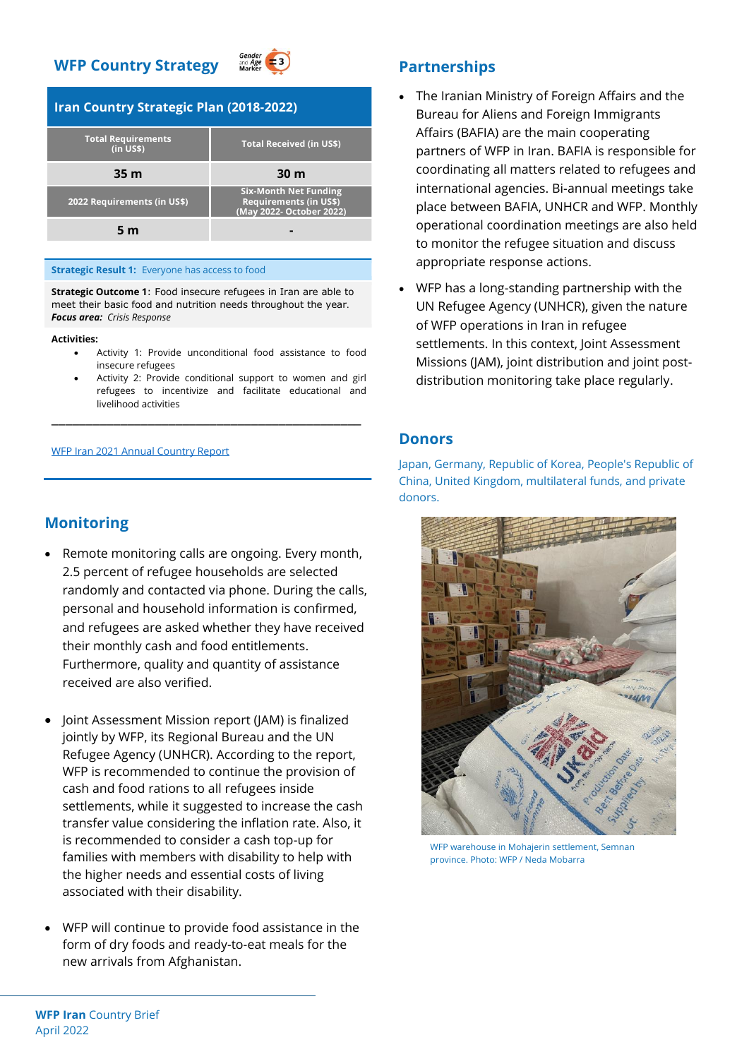## WFP Country Strategy

| Iran Country Strategic Plan (2018-2022) | |
|---|---|
| **Total Requirements (in US$)** | **Total Received (in US$)** |
| **35 m** | **30 m** |
| **2022 Requirements (in US$)** | **Six-Month Net Funding Requirements (in US$) (May 2022- October 2022)** |
| **5 m** | **-** |

**Strategic Result 1:** Everyone has access to food

**Strategic Outcome 1**: Food insecure refugees in Iran are able to meet their basic food and nutrition needs throughout the year.
***Focus area:*** *Crisis Response*

**Activities:**

- Activity 1: Provide unconditional food assistance to food insecure refugees
- Activity 2: Provide conditional support to women and girl refugees to incentivize and facilitate educational and livelihood activities

WFP Iran 2021 Annual Country Report

## Monitoring

- Remote monitoring calls are ongoing. Every month, 2.5 percent of refugee households are selected randomly and contacted via phone. During the calls, personal and household information is confirmed, and refugees are asked whether they have received their monthly cash and food entitlements. Furthermore, quality and quantity of assistance received are also verified.
- Joint Assessment Mission report (JAM) is finalized jointly by WFP, its Regional Bureau and the UN Refugee Agency (UNHCR). According to the report, WFP is recommended to continue the provision of cash and food rations to all refugees inside settlements, while it suggested to increase the cash transfer value considering the inflation rate. Also, it is recommended to consider a cash top-up for families with members with disability to help with the higher needs and essential costs of living associated with their disability.
- WFP will continue to provide food assistance in the form of dry foods and ready-to-eat meals for the new arrivals from Afghanistan.

## Partnerships

- The Iranian Ministry of Foreign Affairs and the Bureau for Aliens and Foreign Immigrants Affairs (BAFIA) are the main cooperating partners of WFP in Iran. BAFIA is responsible for coordinating all matters related to refugees and international agencies. Bi-annual meetings take place between BAFIA, UNHCR and WFP. Monthly operational coordination meetings are also held to monitor the refugee situation and discuss appropriate response actions.
- WFP has a long-standing partnership with the UN Refugee Agency (UNHCR), given the nature of WFP operations in Iran in refugee settlements. In this context, Joint Assessment Missions (JAM), joint distribution and joint post-distribution monitoring take place regularly.

## Donors

Japan, Germany, Republic of Korea, People's Republic of China, United Kingdom, multilateral funds, and private donors.

WFP warehouse in Mohajerin settlement, Semnan province. Photo: WFP / Neda Mobarra